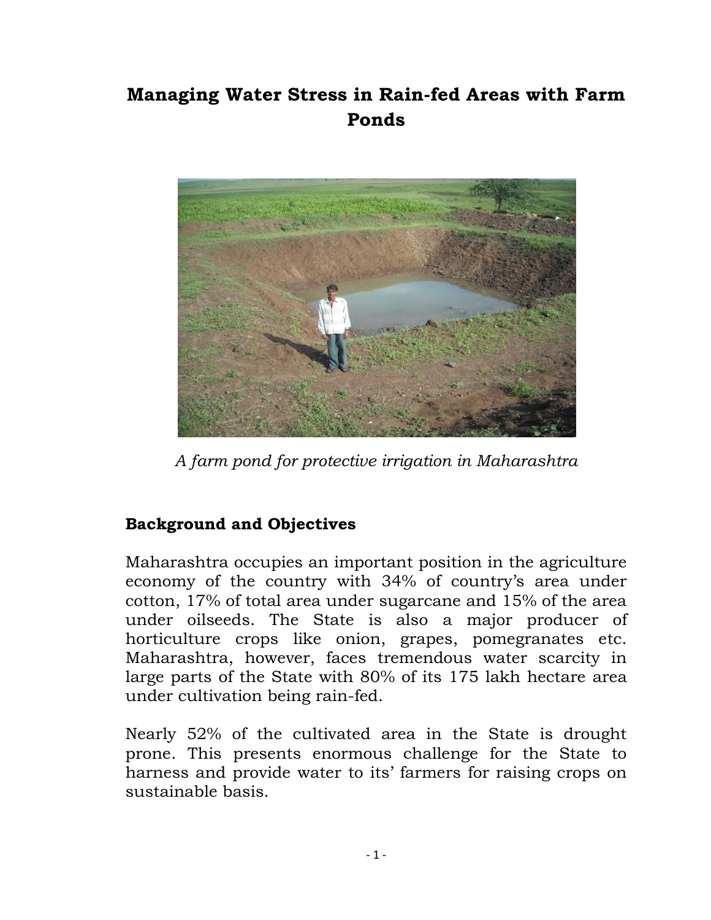# Managing Water Stress in Rain-fed Areas with Farm Ponds

*A farm pond for protective irrigation in Maharashtra*

## Background and Objectives

Maharashtra occupies an important position in the agriculture economy of the country with 34% of country's area under cotton, 17% of total area under sugarcane and 15% of the area under oilseeds. The State is also a major producer of horticulture crops like onion, grapes, pomegranates etc. Maharashtra, however, faces tremendous water scarcity in large parts of the State with 80% of its 175 lakh hectare area under cultivation being rain-fed.

Nearly 52% of the cultivated area in the State is drought prone. This presents enormous challenge for the State to harness and provide water to its' farmers for raising crops on sustainable basis.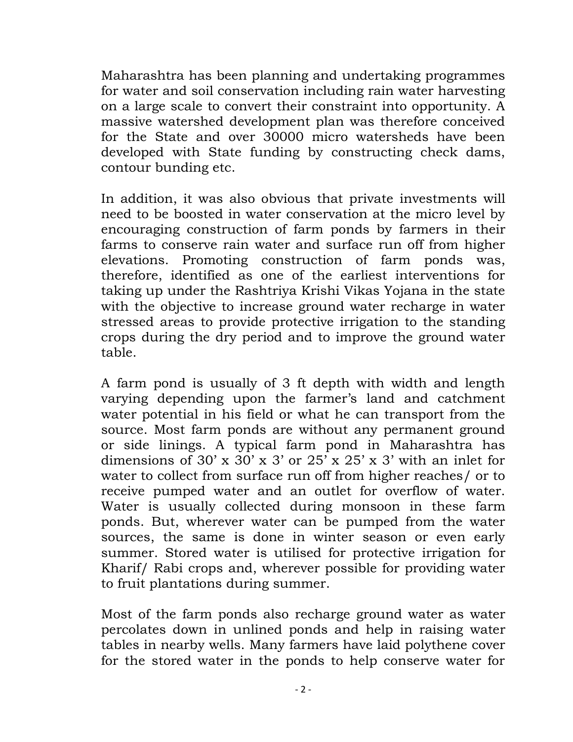Maharashtra has been planning and undertaking programmes for water and soil conservation including rain water harvesting on a large scale to convert their constraint into opportunity. A massive watershed development plan was therefore conceived for the State and over 30000 micro watersheds have been developed with State funding by constructing check dams, contour bunding etc.

In addition, it was also obvious that private investments will need to be boosted in water conservation at the micro level by encouraging construction of farm ponds by farmers in their farms to conserve rain water and surface run off from higher elevations. Promoting construction of farm ponds was, therefore, identified as one of the earliest interventions for taking up under the Rashtriya Krishi Vikas Yojana in the state with the objective to increase ground water recharge in water stressed areas to provide protective irrigation to the standing crops during the dry period and to improve the ground water table.

A farm pond is usually of 3 ft depth with width and length varying depending upon the farmer's land and catchment water potential in his field or what he can transport from the source. Most farm ponds are without any permanent ground or side linings. A typical farm pond in Maharashtra has dimensions of 30' x 30' x 3' or 25' x 25' x 3' with an inlet for water to collect from surface run off from higher reaches/ or to receive pumped water and an outlet for overflow of water. Water is usually collected during monsoon in these farm ponds. But, wherever water can be pumped from the water sources, the same is done in winter season or even early summer. Stored water is utilised for protective irrigation for Kharif/ Rabi crops and, wherever possible for providing water to fruit plantations during summer.

Most of the farm ponds also recharge ground water as water percolates down in unlined ponds and help in raising water tables in nearby wells. Many farmers have laid polythene cover for the stored water in the ponds to help conserve water for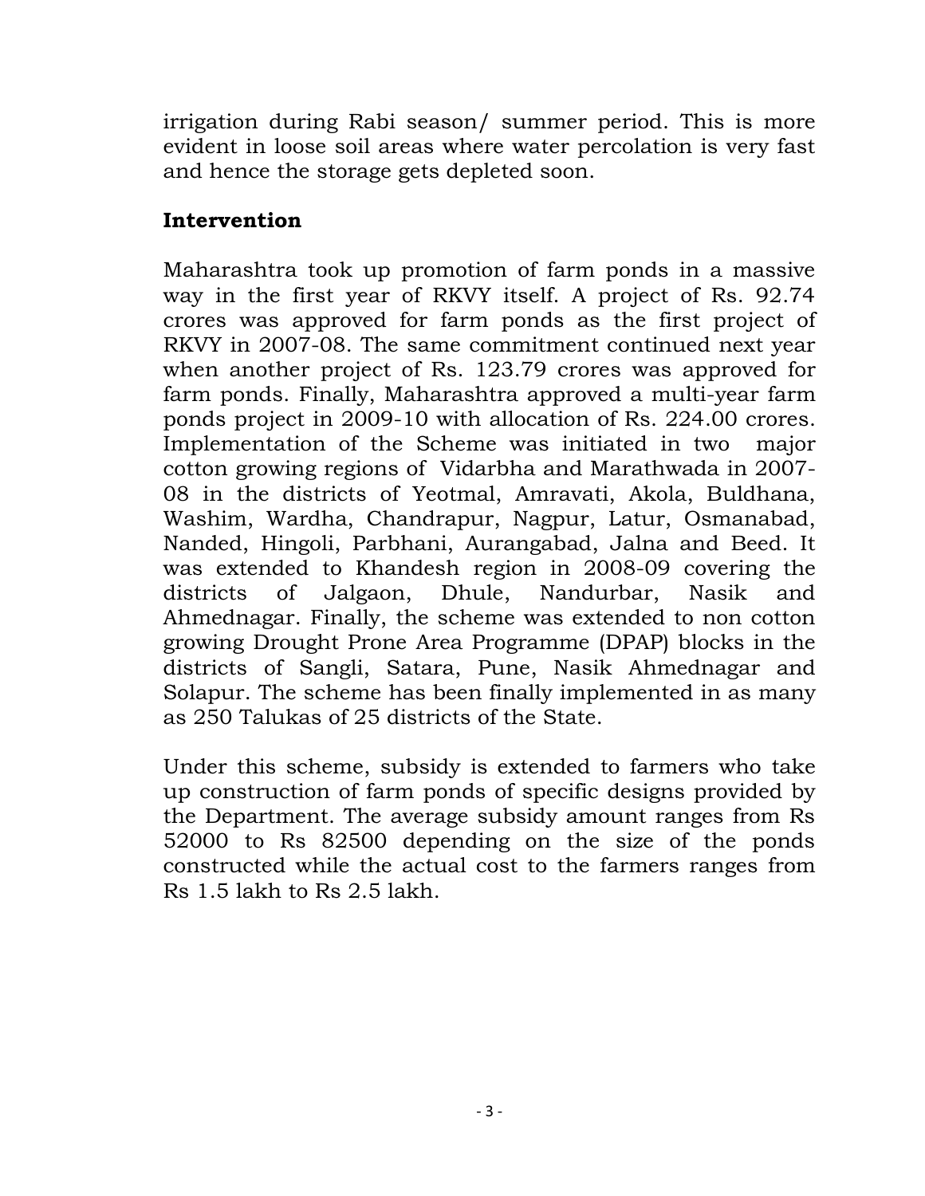irrigation during Rabi season/ summer period. This is more evident in loose soil areas where water percolation is very fast and hence the storage gets depleted soon.

## Intervention

Maharashtra took up promotion of farm ponds in a massive way in the first year of RKVY itself. A project of Rs. 92.74 crores was approved for farm ponds as the first project of RKVY in 2007-08. The same commitment continued next year when another project of Rs. 123.79 crores was approved for farm ponds. Finally, Maharashtra approved a multi-year farm ponds project in 2009-10 with allocation of Rs. 224.00 crores. Implementation of the Scheme was initiated in two major cotton growing regions of Vidarbha and Marathwada in 2007-08 in the districts of Yeotmal, Amravati, Akola, Buldhana, Washim, Wardha, Chandrapur, Nagpur, Latur, Osmanabad, Nanded, Hingoli, Parbhani, Aurangabad, Jalna and Beed. It was extended to Khandesh region in 2008-09 covering the districts of Jalgaon, Dhule, Nandurbar, Nasik and Ahmednagar. Finally, the scheme was extended to non cotton growing Drought Prone Area Programme (DPAP) blocks in the districts of Sangli, Satara, Pune, Nasik Ahmednagar and Solapur. The scheme has been finally implemented in as many as 250 Talukas of 25 districts of the State.

Under this scheme, subsidy is extended to farmers who take up construction of farm ponds of specific designs provided by the Department. The average subsidy amount ranges from Rs 52000 to Rs 82500 depending on the size of the ponds constructed while the actual cost to the farmers ranges from Rs 1.5 lakh to Rs 2.5 lakh.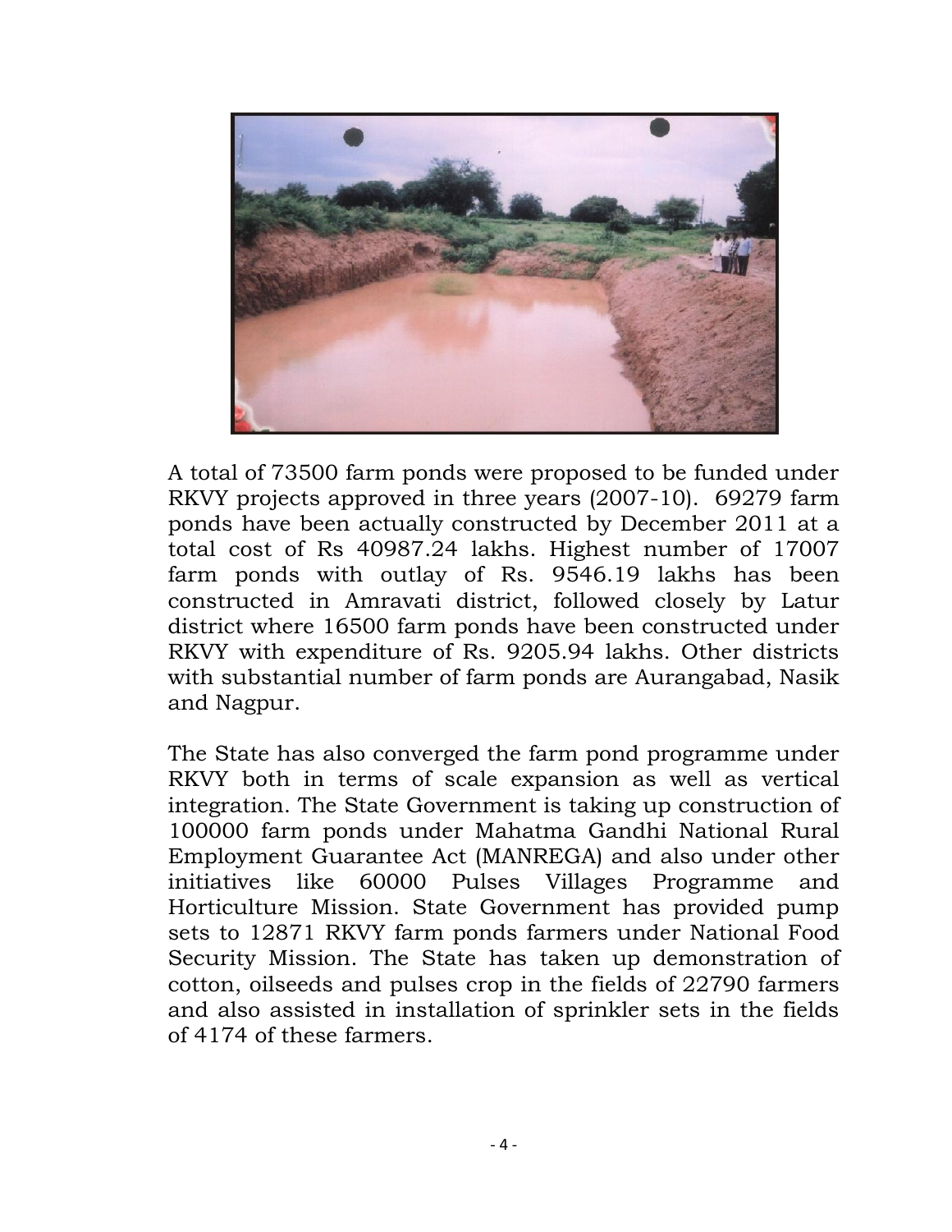A total of 73500 farm ponds were proposed to be funded under RKVY projects approved in three years (2007-10). 69279 farm ponds have been actually constructed by December 2011 at a total cost of Rs 40987.24 lakhs. Highest number of 17007 farm ponds with outlay of Rs. 9546.19 lakhs has been constructed in Amravati district, followed closely by Latur district where 16500 farm ponds have been constructed under RKVY with expenditure of Rs. 9205.94 lakhs. Other districts with substantial number of farm ponds are Aurangabad, Nasik and Nagpur.

The State has also converged the farm pond programme under RKVY both in terms of scale expansion as well as vertical integration. The State Government is taking up construction of 100000 farm ponds under Mahatma Gandhi National Rural Employment Guarantee Act (MANREGA) and also under other initiatives like 60000 Pulses Villages Programme and Horticulture Mission. State Government has provided pump sets to 12871 RKVY farm ponds farmers under National Food Security Mission. The State has taken up demonstration of cotton, oilseeds and pulses crop in the fields of 22790 farmers and also assisted in installation of sprinkler sets in the fields of 4174 of these farmers.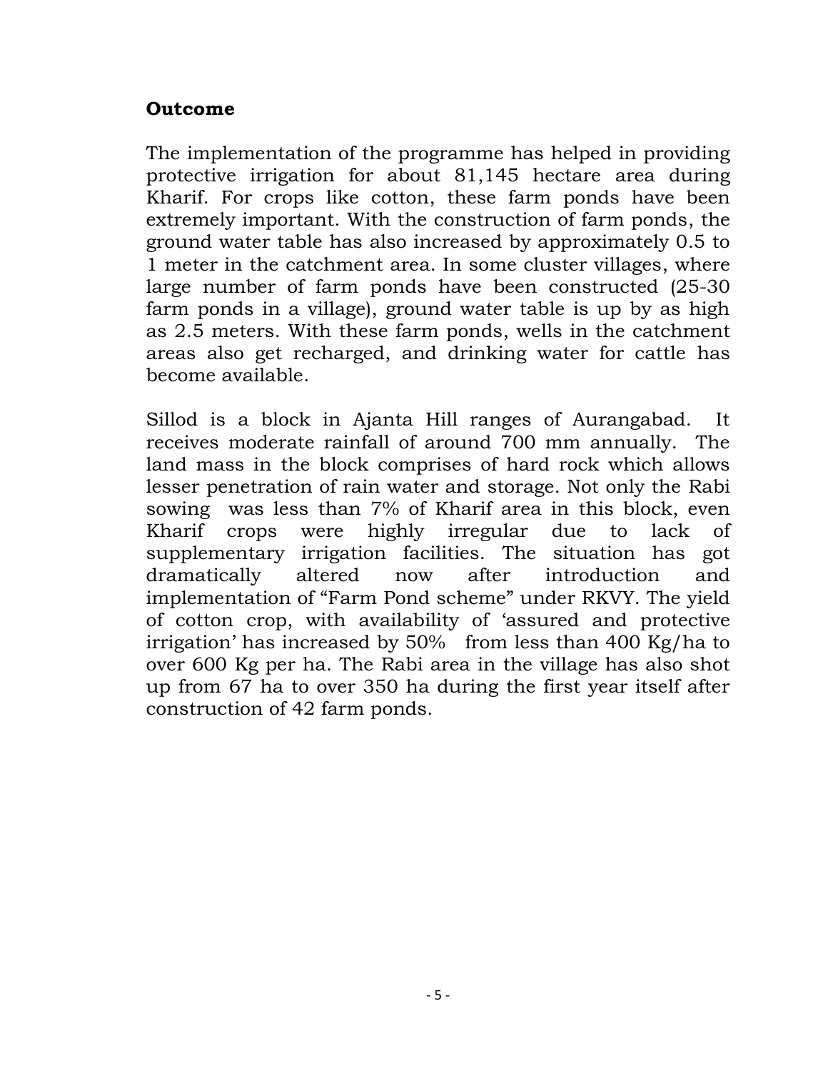## Outcome

The implementation of the programme has helped in providing protective irrigation for about 81,145 hectare area during Kharif. For crops like cotton, these farm ponds have been extremely important. With the construction of farm ponds, the ground water table has also increased by approximately 0.5 to 1 meter in the catchment area. In some cluster villages, where large number of farm ponds have been constructed (25-30 farm ponds in a village), ground water table is up by as high as 2.5 meters. With these farm ponds, wells in the catchment areas also get recharged, and drinking water for cattle has become available.

Sillod is a block in Ajanta Hill ranges of Aurangabad. It receives moderate rainfall of around 700 mm annually. The land mass in the block comprises of hard rock which allows lesser penetration of rain water and storage. Not only the Rabi sowing was less than 7% of Kharif area in this block, even Kharif crops were highly irregular due to lack of supplementary irrigation facilities. The situation has got dramatically altered now after introduction and implementation of "Farm Pond scheme" under RKVY. The yield of cotton crop, with availability of 'assured and protective irrigation' has increased by 50% from less than 400 Kg/ha to over 600 Kg per ha. The Rabi area in the village has also shot up from 67 ha to over 350 ha during the first year itself after construction of 42 farm ponds.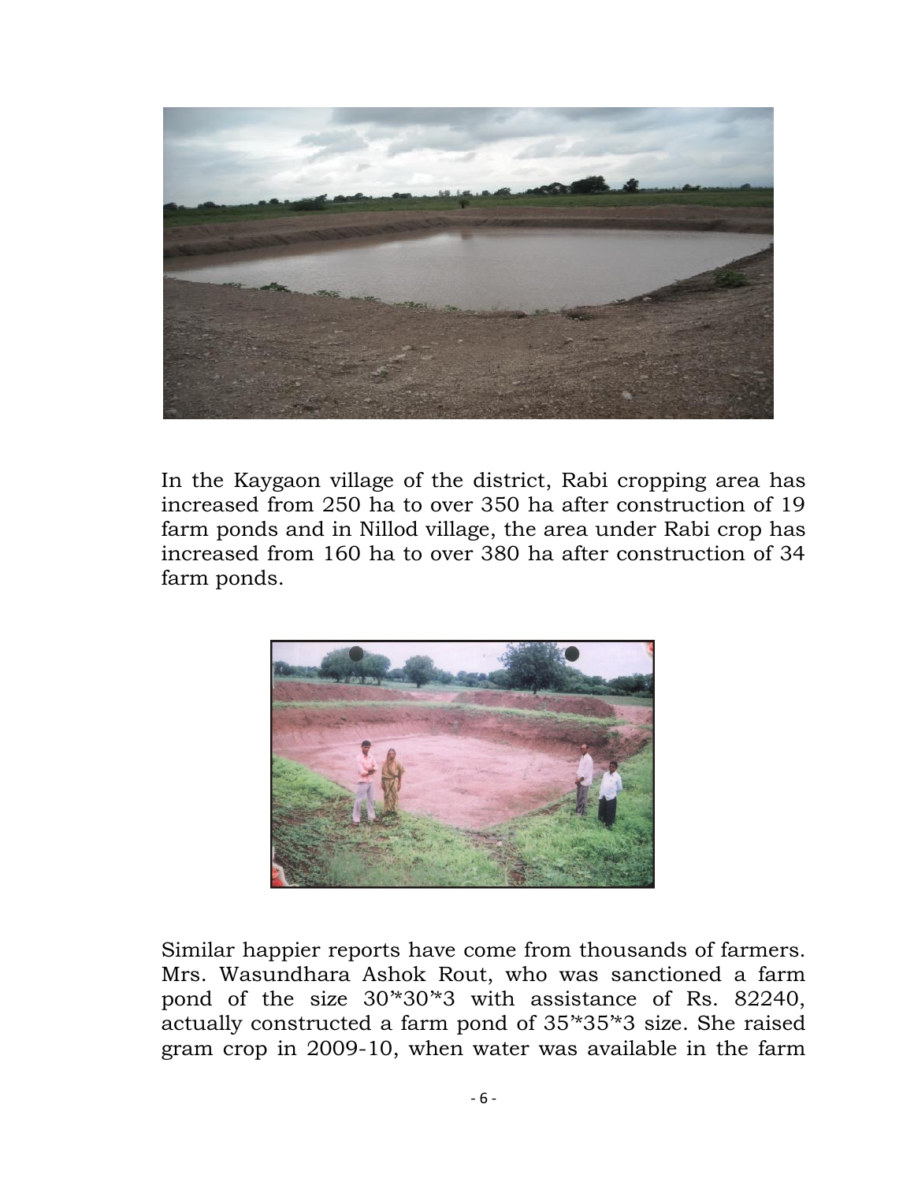In the Kaygaon village of the district, Rabi cropping area has increased from 250 ha to over 350 ha after construction of 19 farm ponds and in Nillod village, the area under Rabi crop has increased from 160 ha to over 380 ha after construction of 34 farm ponds.

Similar happier reports have come from thousands of farmers. Mrs. Wasundhara Ashok Rout, who was sanctioned a farm pond of the size 30'*30'*3 with assistance of Rs. 82240, actually constructed a farm pond of 35'*35'*3 size. She raised gram crop in 2009-10, when water was available in the farm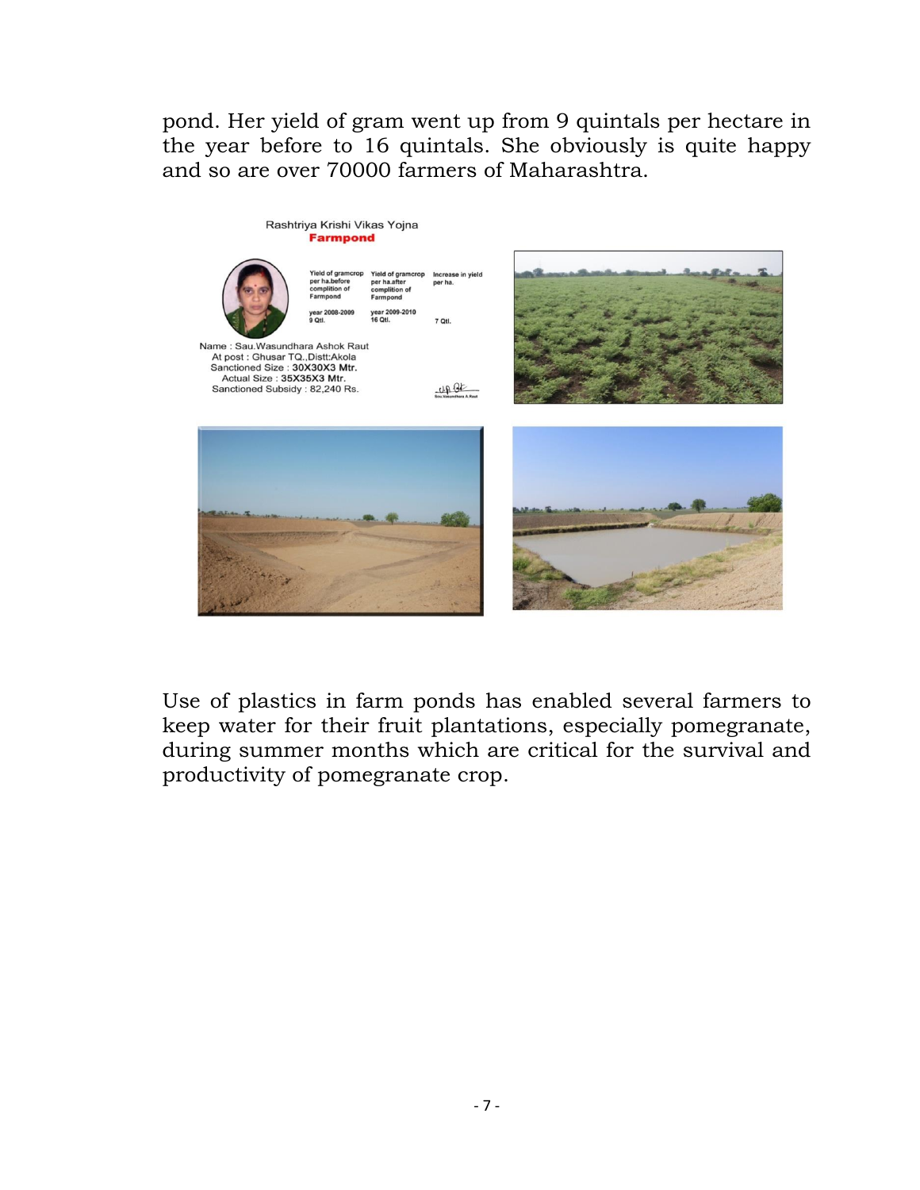pond. Her yield of gram went up from 9 quintals per hectare in the year before to 16 quintals. She obviously is quite happy and so are over 70000 farmers of Maharashtra.

Rashtriya Krishi Vikas Yojna
**Farmpond**

| Yield of gramcrop per ha.before complition of Farmpond | Yield of gramcrop per ha.after complition of Farmpond | Increase in yield per ha. |
|---|---|---|
| year 2008-2009 9 Qtl. | year 2009-2010 16 Qtl. | 7 Qtl. |

Name : Sau.Wasundhara Ashok Raut
At post : Ghusar TQ.,Distt:Akola
Sanctioned Size : **30X30X3 Mtr.**
Actual Size : **35X35X3 Mtr.**
Sanctioned Subsidy : 82,240 Rs.

Use of plastics in farm ponds has enabled several farmers to keep water for their fruit plantations, especially pomegranate, during summer months which are critical for the survival and productivity of pomegranate crop.